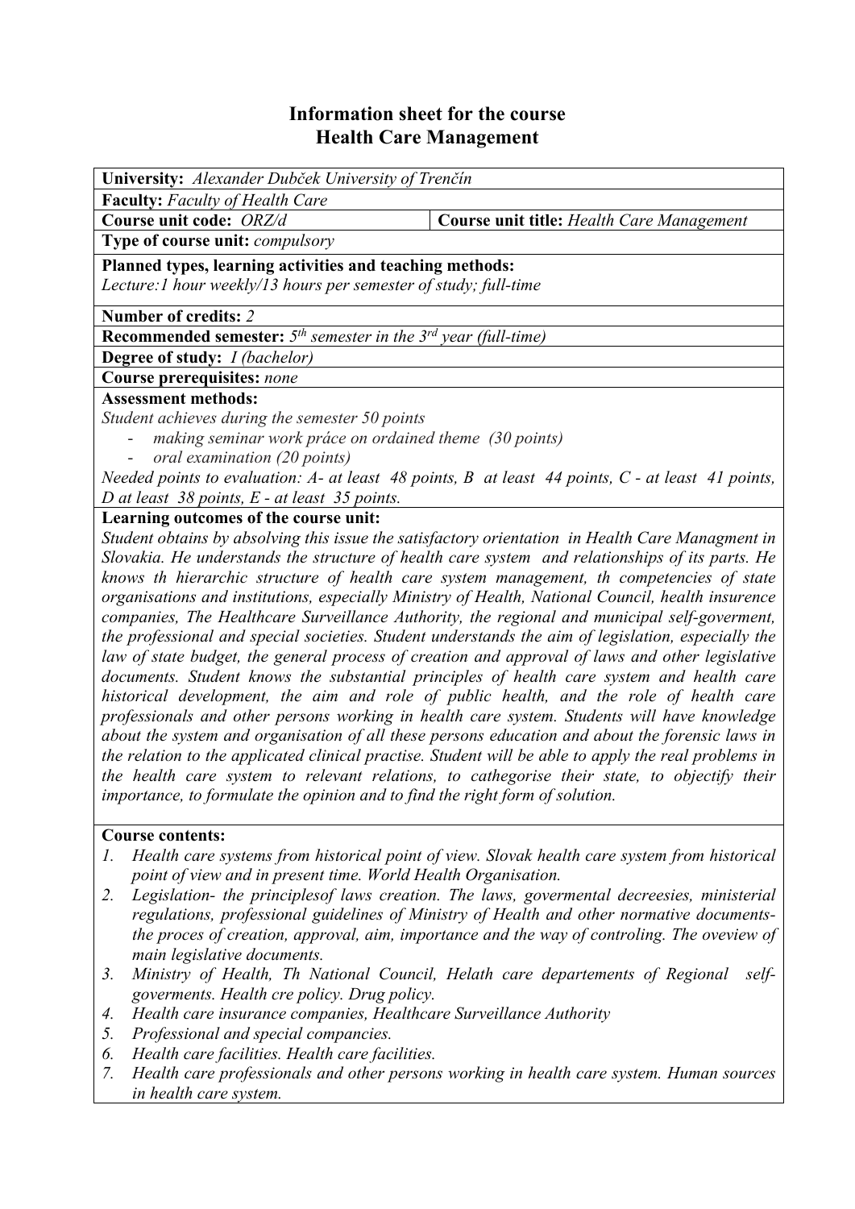# Information sheet for the course
# Health Care Management

**University:** *Alexander Dubček University of Trenčín*

**Faculty:** *Faculty of Health Care*

| **Course unit code:** *ORZ/d* | **Course unit title:** *Health Care Management* |
|---|---|

**Type of course unit:** *compulsory*

**Planned types, learning activities and teaching methods:**
*Lecture:1 hour weekly/13 hours per semester of study; full-time*

**Number of credits:** *2*

**Recommended semester:** *5th semester in the 3rd year (full-time)*

**Degree of study:** *I (bachelor)*

**Course prerequisites:** *none*

**Assessment methods:**
*Student achieves during the semester 50 points*

- *making seminar work práce on ordained theme (30 points)*
- *oral examination (20 points)*

*Needed points to evaluation: A- at least 48 points, B at least 44 points, C - at least 41 points, D at least 38 points, E - at least 35 points.*

**Learning outcomes of the course unit:**
*Student obtains by absolving this issue the satisfactory orientation in Health Care Managment in Slovakia. He understands the structure of health care system and relationships of its parts. He knows th hierarchic structure of health care system management, th competencies of state organisations and institutions, especially Ministry of Health, National Council, health insurence companies, The Healthcare Surveillance Authority, the regional and municipal self-goverment, the professional and special societies. Student understands the aim of legislation, especially the law of state budget, the general process of creation and approval of laws and other legislative documents. Student knows the substantial principles of health care system and health care historical development, the aim and role of public health, and the role of health care professionals and other persons working in health care system. Students will have knowledge about the system and organisation of all these persons education and about the forensic laws in the relation to the applicated clinical practise. Student will be able to apply the real problems in the health care system to relevant relations, to cathegorise their state, to objectify their importance, to formulate the opinion and to find the right form of solution.*

**Course contents:**

1. *Health care systems from historical point of view. Slovak health care system from historical point of view and in present time. World Health Organisation.*
2. *Legislation- the principlesof laws creation. The laws, govermental decreesies, ministerial regulations, professional guidelines of Ministry of Health and other normative documents- the proces of creation, approval, aim, importance and the way of controling. The oveview of main legislative documents.*
3. *Ministry of Health, Th National Council, Helath care departements of Regional self-goverments. Health cre policy. Drug policy.*
4. *Health care insurance companies, Healthcare Surveillance Authority*
5. *Professional and special compancies.*
6. *Health care facilities. Health care facilities.*
7. *Health care professionals and other persons working in health care system. Human sources in health care system.*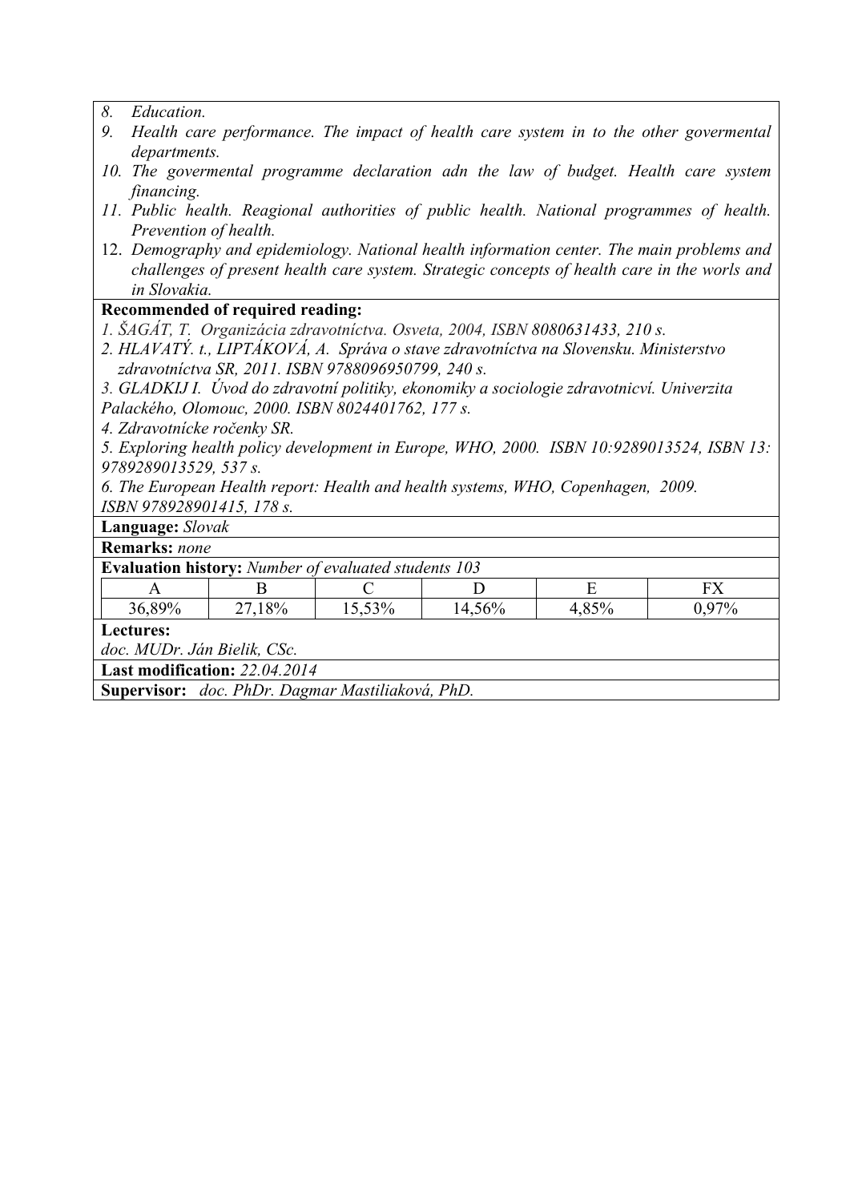8. *Education.*
9. *Health care performance. The impact of health care system in to the other govermental departments.*
10. *The govermental programme declaration adn the law of budget. Health care system financing.*
11. *Public health. Reagional authorities of public health. National programmes of health. Prevention of health.*
12. *Demography and epidemiology. National health information center. The main problems and challenges of present health care system. Strategic concepts of health care in the worls and in Slovakia.*

**Recommended of required reading:**

*1. ŠAGÁT, T. Organizácia zdravotníctva. Osveta, 2004, ISBN 8080631433, 210 s.*

*2. HLAVATÝ. t., LIPTÁKOVÁ, A. Správa o stave zdravotníctva na Slovensku. Ministerstvo zdravotníctva SR, 2011. ISBN 9788096950799, 240 s.*

*3. GLADKIJ I. Úvod do zdravotní politiky, ekonomiky a sociologie zdravotnicví. Univerzita Palackého, Olomouc, 2000. ISBN 8024401762, 177 s.*

*4. Zdravotnícke ročenky SR.*

*5. Exploring health policy development in Europe, WHO, 2000. ISBN 10:9289013524, ISBN 13: 9789289013529, 537 s.*

*6. The European Health report: Health and health systems, WHO, Copenhagen, 2009. ISBN 978928901415, 178 s.*

**Language:** *Slovak*

**Remarks:** *none*

**Evaluation history:** *Number of evaluated students 103*

| A | B | C | D | E | FX |
|---|---|---|---|---|---|
| 36,89% | 27,18% | 15,53% | 14,56% | 4,85% | 0,97% |

**Lectures:**

*doc. MUDr. Ján Bielik, CSc.*

**Last modification:** *22.04.2014*

**Supervisor:** *doc. PhDr. Dagmar Mastiliaková, PhD.*